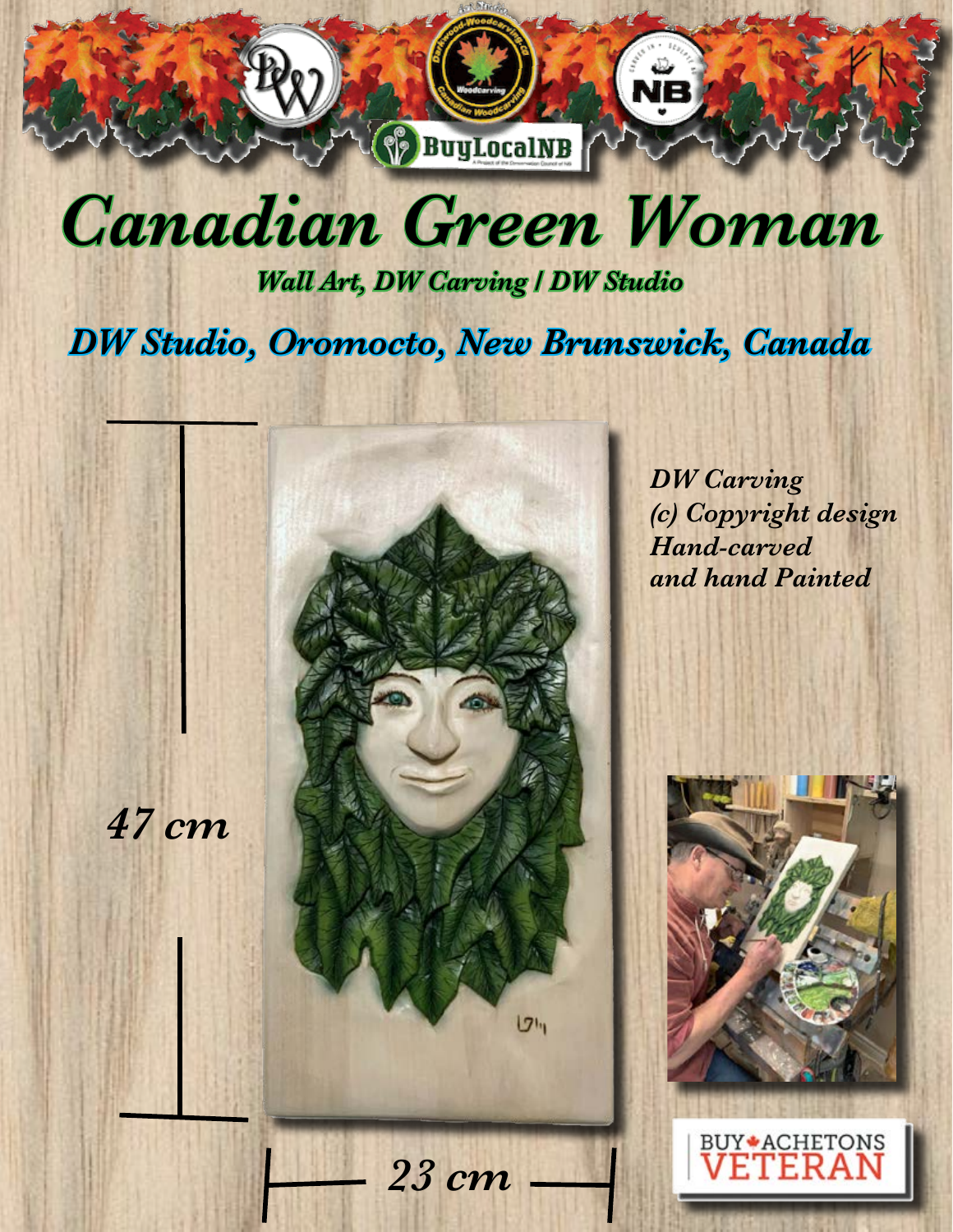# Canadian Green Woman

***Wall Art, DW Carving | DW Studio***

## *DW Studio, Oromocto, New Brunswick, Canada*

*DW Carving*
*(c) Copyright design*
*Hand-carved*
*and hand Painted*

*47 cm*

*23 cm*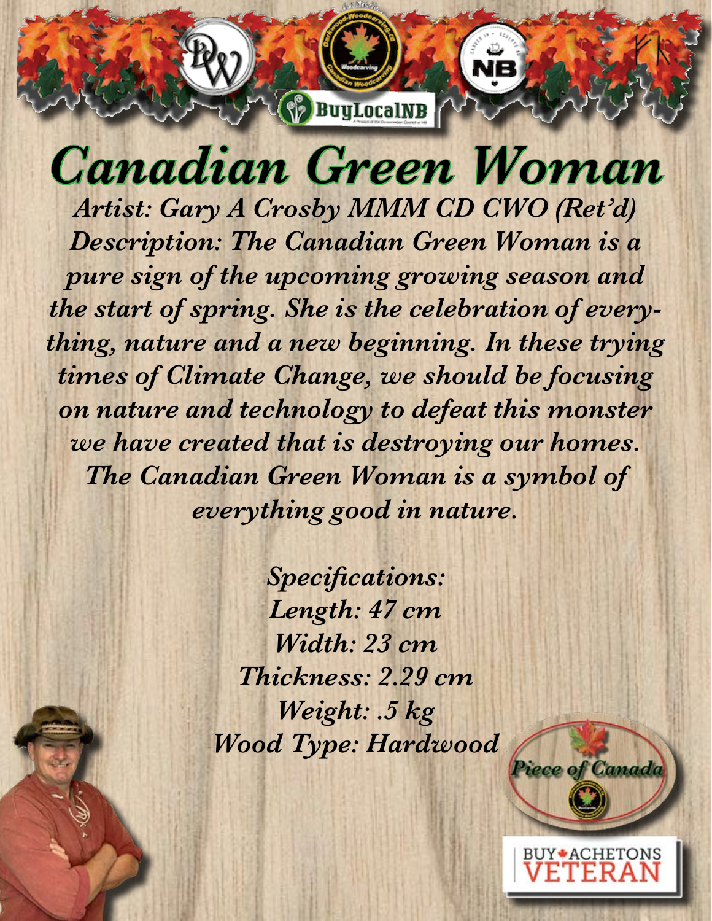# *Canadian Green Woman*

*Artist: Gary A Crosby MMM CD CWO (Ret'd)*

*Description: The Canadian Green Woman is a pure sign of the upcoming growing season and the start of spring. She is the celebration of everything, nature and a new beginning. In these trying times of Climate Change, we should be focusing on nature and technology to defeat this monster we have created that is destroying our homes. The Canadian Green Woman is a symbol of everything good in nature.*

*Specifications:*
*Length: 47 cm*
*Width: 23 cm*
*Thickness: 2.29 cm*
*Weight: .5 kg*
*Wood Type: Hardwood*

Piece of Canada

BUY ACHETONS VETERAN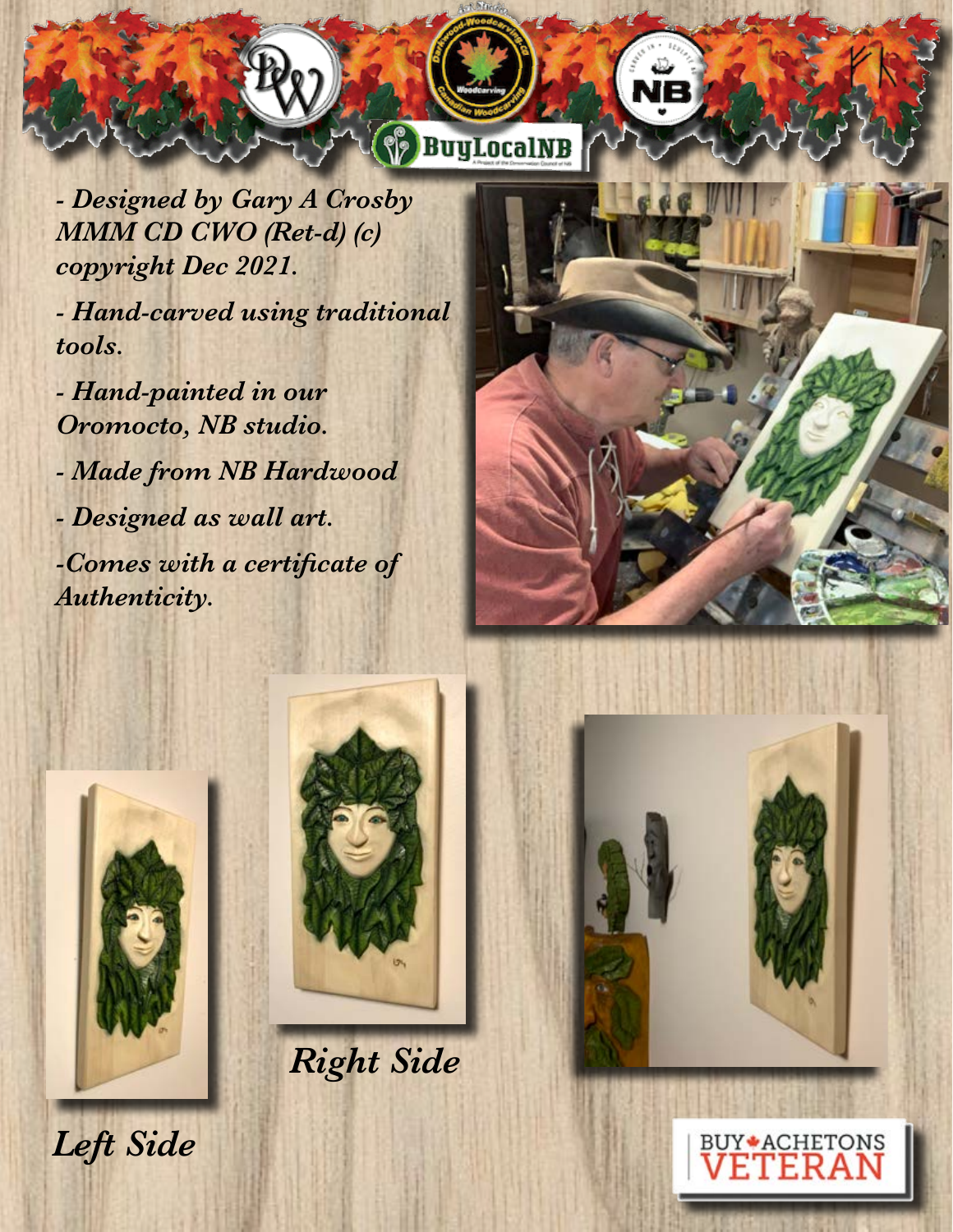*- Designed by Gary A Crosby MMM CD CWO (Ret-d) (c) copyright Dec 2021.*

*- Hand-carved using traditional tools.*

*- Hand-painted in our Oromocto, NB studio.*

*- Made from NB Hardwood*

*- Designed as wall art.*

*-Comes with a certificate of Authenticity.*

*Right Side*

*Left Side*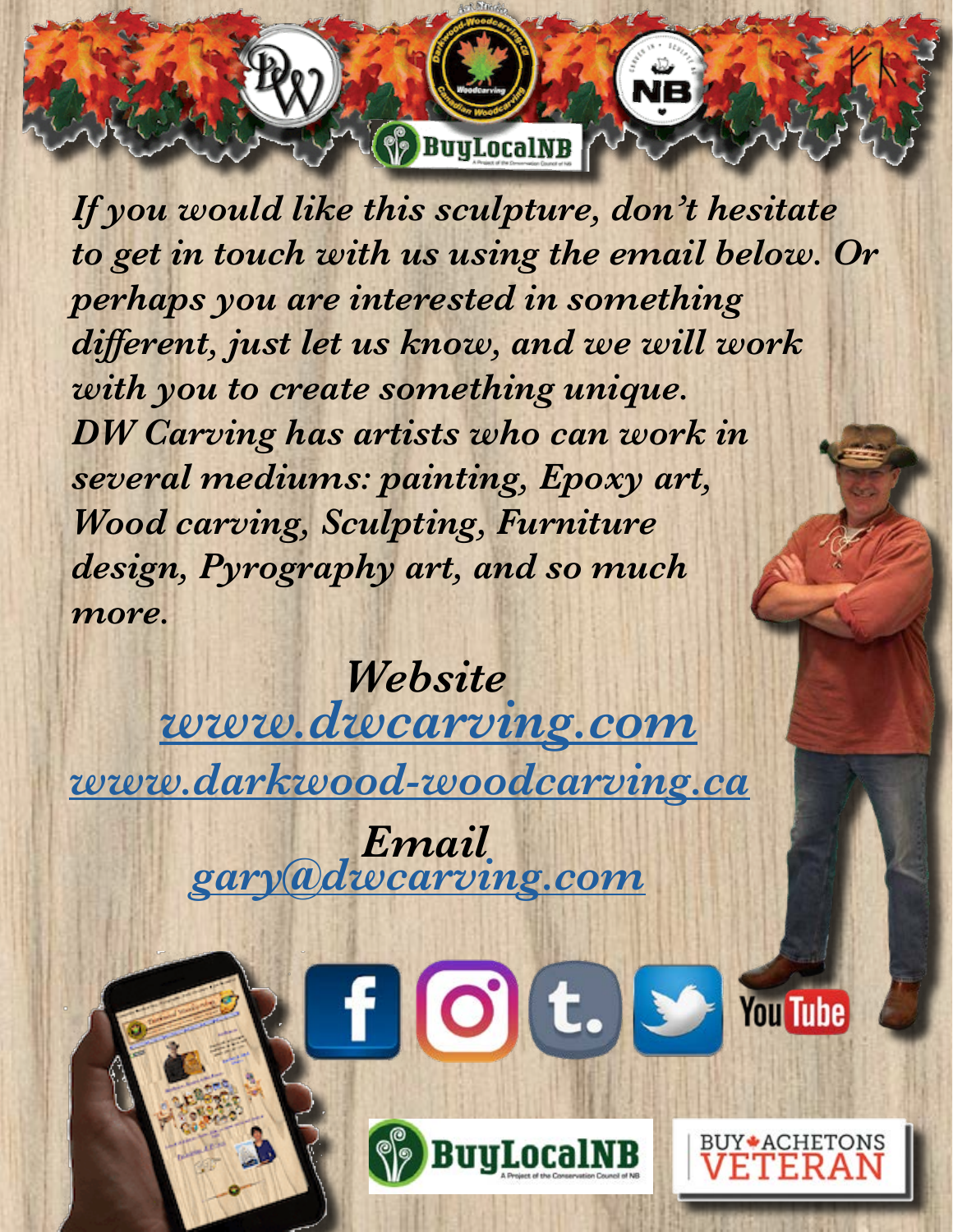*If you would like this sculpture, don't hesitate to get in touch with us using the email below. Or perhaps you are interested in something different, just let us know, and we will work with you to create something unique.*
*DW Carving has artists who can work in several mediums: painting, Epoxy art, Wood carving, Sculpting, Furniture design, Pyrography art, and so much more.*

## *Website*

*[www.dwcarving.com](http://www.dwcarving.com)*

*[www.darkwood-woodcarving.ca](http://www.darkwood-woodcarving.ca)*

## *Email*

*[gary@dwcarving.com](mailto:gary@dwcarving.com)*